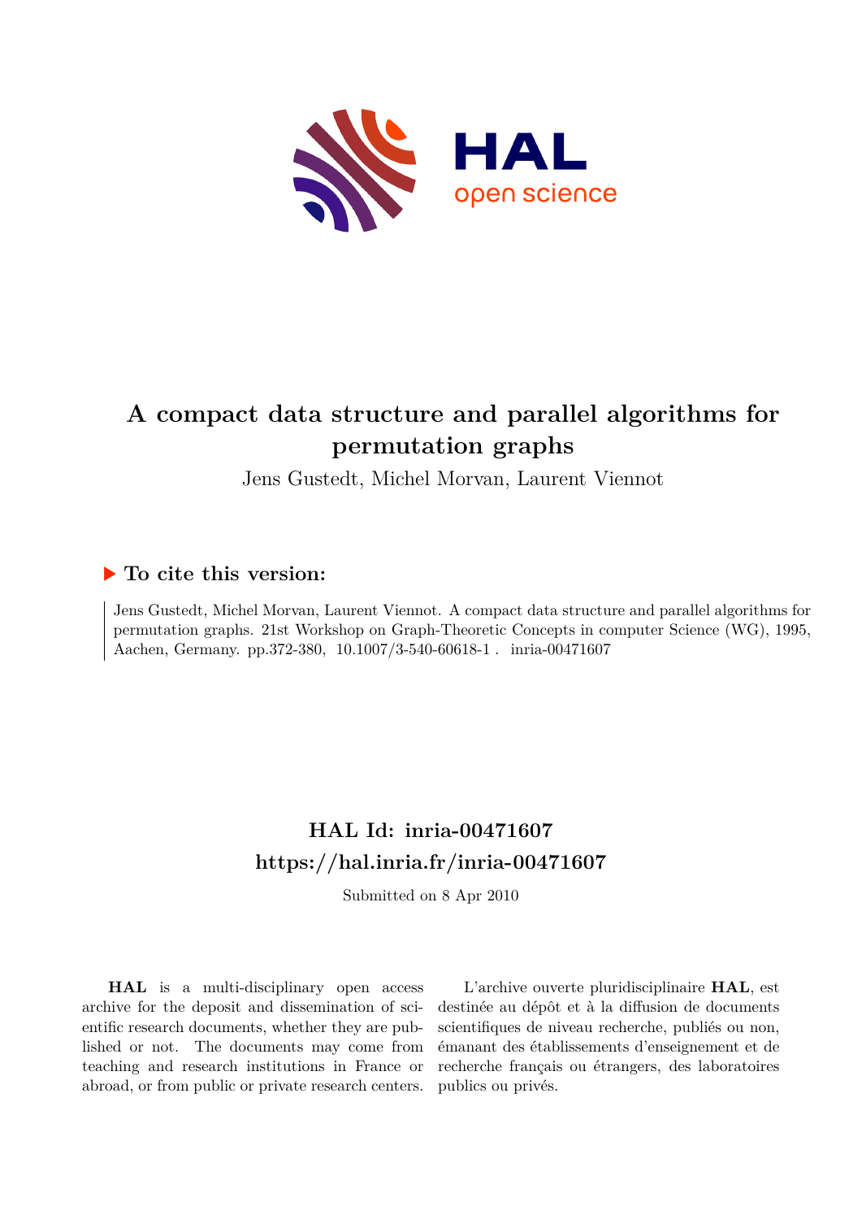# A compact data structure and parallel algorithms for permutation graphs

Jens Gustedt, Michel Morvan, Laurent Viennot

## ▶ To cite this version:

Jens Gustedt, Michel Morvan, Laurent Viennot. A compact data structure and parallel algorithms for permutation graphs. 21st Workshop on Graph-Theoretic Concepts in computer Science (WG), 1995, Aachen, Germany. pp.372-380, 10.1007/3-540-60618-1 . inria-00471607

## HAL Id: inria-00471607

## https://hal.inria.fr/inria-00471607

Submitted on 8 Apr 2010

**HAL** is a multi-disciplinary open access archive for the deposit and dissemination of scientific research documents, whether they are published or not. The documents may come from teaching and research institutions in France or abroad, or from public or private research centers.

L'archive ouverte pluridisciplinaire **HAL**, est destinée au dépôt et à la diffusion de documents scientifiques de niveau recherche, publiés ou non, émanant des établissements d'enseignement et de recherche français ou étrangers, des laboratoires publics ou privés.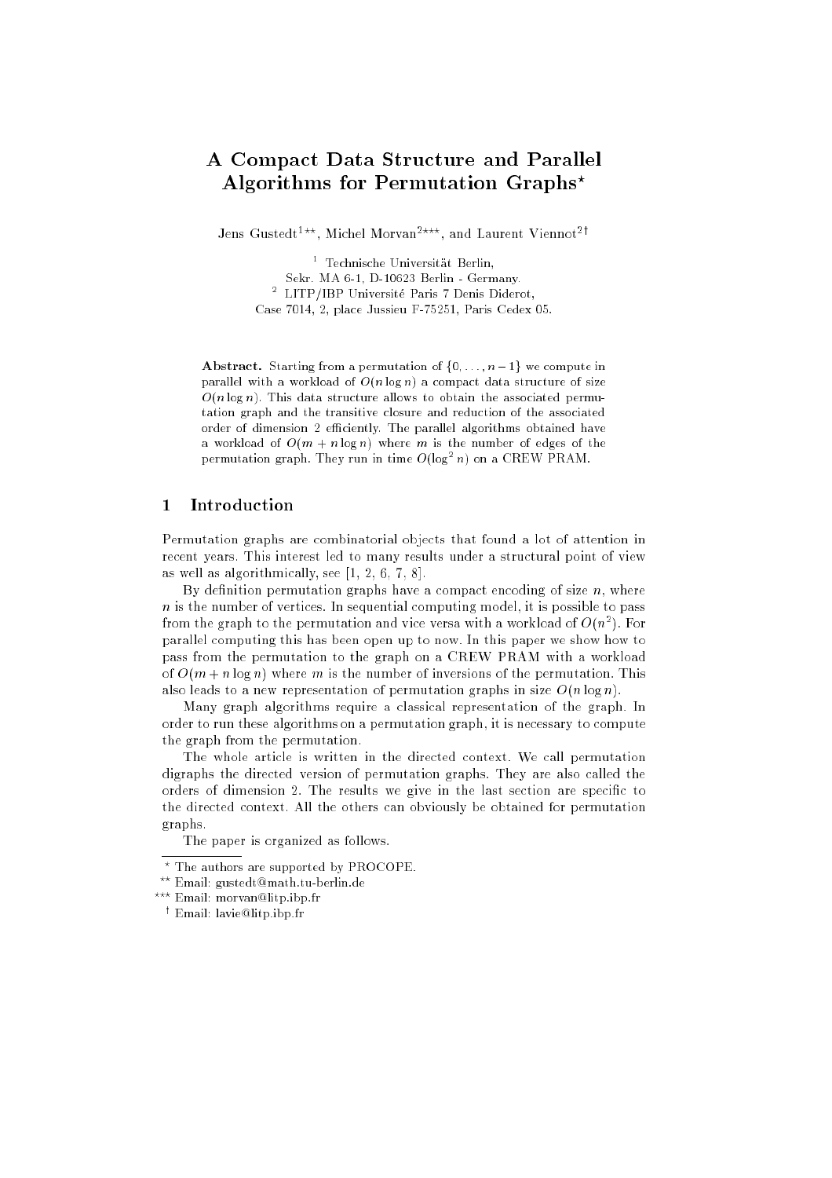# A Compact Data Structure and Parallel Algorithms for Permutation Graphs*

Jens Gustedt[1]**, Michel Morvan[2]***, and Laurent Viennot[2]†

[1] Technische Universität Berlin,
Sekr. MA 6-1, D-10623 Berlin - Germany.
[2] LITP/IBP Université Paris 7 Denis Diderot,
Case 7014, 2, place Jussieu F-75251, Paris Cedex 05.

**Abstract.** Starting from a permutation of $\{0, \ldots, n-1\}$ we compute in parallel with a workload of $O(n \log n)$ a compact data structure of size $O(n \log n)$. This data structure allows to obtain the associated permutation graph and the transitive closure and reduction of the associated order of dimension 2 efficiently. The parallel algorithms obtained have a workload of $O(m + n \log n)$ where $m$ is the number of edges of the permutation graph. They run in time $O(\log^2 n)$ on a CREW PRAM.

## 1 Introduction

Permutation graphs are combinatorial objects that found a lot of attention in recent years. This interest led to many results under a structural point of view as well as algorithmically, see [1, 2, 6, 7, 8].

By definition permutation graphs have a compact encoding of size $n$, where $n$ is the number of vertices. In sequential computing model, it is possible to pass from the graph to the permutation and vice versa with a workload of $O(n^2)$. For parallel computing this has been open up to now. In this paper we show how to pass from the permutation to the graph on a CREW PRAM with a workload of $O(m + n \log n)$ where $m$ is the number of inversions of the permutation. This also leads to a new representation of permutation graphs in size $O(n \log n)$.

Many graph algorithms require a classical representation of the graph. In order to run these algorithms on a permutation graph, it is necessary to compute the graph from the permutation.

The whole article is written in the directed context. We call permutation digraphs the directed version of permutation graphs. They are also called the orders of dimension 2. The results we give in the last section are specific to the directed context. All the others can obviously be obtained for permutation graphs.

The paper is organized as follows.

---

* The authors are supported by PROCOPE.

** Email: gustedt@math.tu-berlin.de

*** Email: morvan@litp.ibp.fr

† Email: lavie@litp.ibp.fr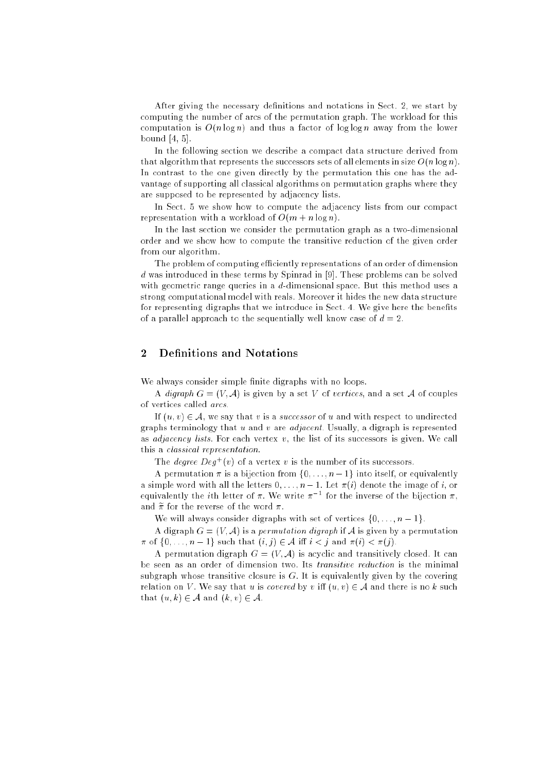After giving the necessary definitions and notations in Sect. 2, we start by computing the number of arcs of the permutation graph. The workload for this computation is $O(n \log n)$ and thus a factor of $\log \log n$ away from the lower bound [4, 5].

In the following section we describe a compact data structure derived from that algorithm that represents the successors sets of all elements in size $O(n \log n)$. In contrast to the one given directly by the permutation this one has the advantage of supporting all classical algorithms on permutation graphs where they are supposed to be represented by adjacency lists.

In Sect. 5 we show how to compute the adjacency lists from our compact representation with a workload of $O(m + n \log n)$.

In the last section we consider the permutation graph as a two-dimensional order and we show how to compute the transitive reduction of the given order from our algorithm.

The problem of computing efficiently representations of an order of dimension $d$ was introduced in these terms by Spinrad in [9]. These problems can be solved with geometric range queries in a $d$-dimensional space. But this method uses a strong computational model with reals. Moreover it hides the new data structure for representing digraphs that we introduce in Sect. 4. We give here the benefits of a parallel approach to the sequentially well know case of $d = 2$.

## 2 Definitions and Notations

We always consider simple finite digraphs with no loops.

A *digraph* $G = (V, \mathcal{A})$ is given by a set $V$ of *vertices*, and a set $\mathcal{A}$ of couples of vertices called *arcs*.

If $(u, v) \in \mathcal{A}$, we say that $v$ is a *successor* of $u$ and with respect to undirected graphs terminology that $u$ and $v$ are *adjacent*. Usually, a digraph is represented as *adjacency lists*. For each vertex $v$, the list of its successors is given. We call this a *classical representation*.

The *degree* $Deg^+(v)$ of a vertex $v$ is the number of its successors.

A permutation $\pi$ is a bijection from $\{0, \dots, n-1\}$ into itself, or equivalently a simple word with all the letters $0, \dots, n-1$. Let $\pi(i)$ denote the image of $i$, or equivalently the $i$th letter of $\pi$. We write $\pi^{-1}$ for the inverse of the bijection $\pi$, and $\widetilde{\pi}$ for the reverse of the word $\pi$.

We will always consider digraphs with set of vertices $\{0, \dots, n-1\}$.

A digraph $G = (V, \mathcal{A})$ is a *permutation digraph* if $\mathcal{A}$ is given by a permutation $\pi$ of $\{0, \dots, n-1\}$ such that $(i, j) \in \mathcal{A}$ iff $i < j$ and $\pi(i) < \pi(j)$.

A permutation digraph $G = (V, \mathcal{A})$ is acyclic and transitively closed. It can be seen as an order of dimension two. Its *transitive reduction* is the minimal subgraph whose transitive closure is $G$. It is equivalently given by the covering relation on $V$. We say that $u$ is *covered* by $v$ iff $(u, v) \in \mathcal{A}$ and there is no $k$ such that $(u, k) \in \mathcal{A}$ and $(k, v) \in \mathcal{A}$.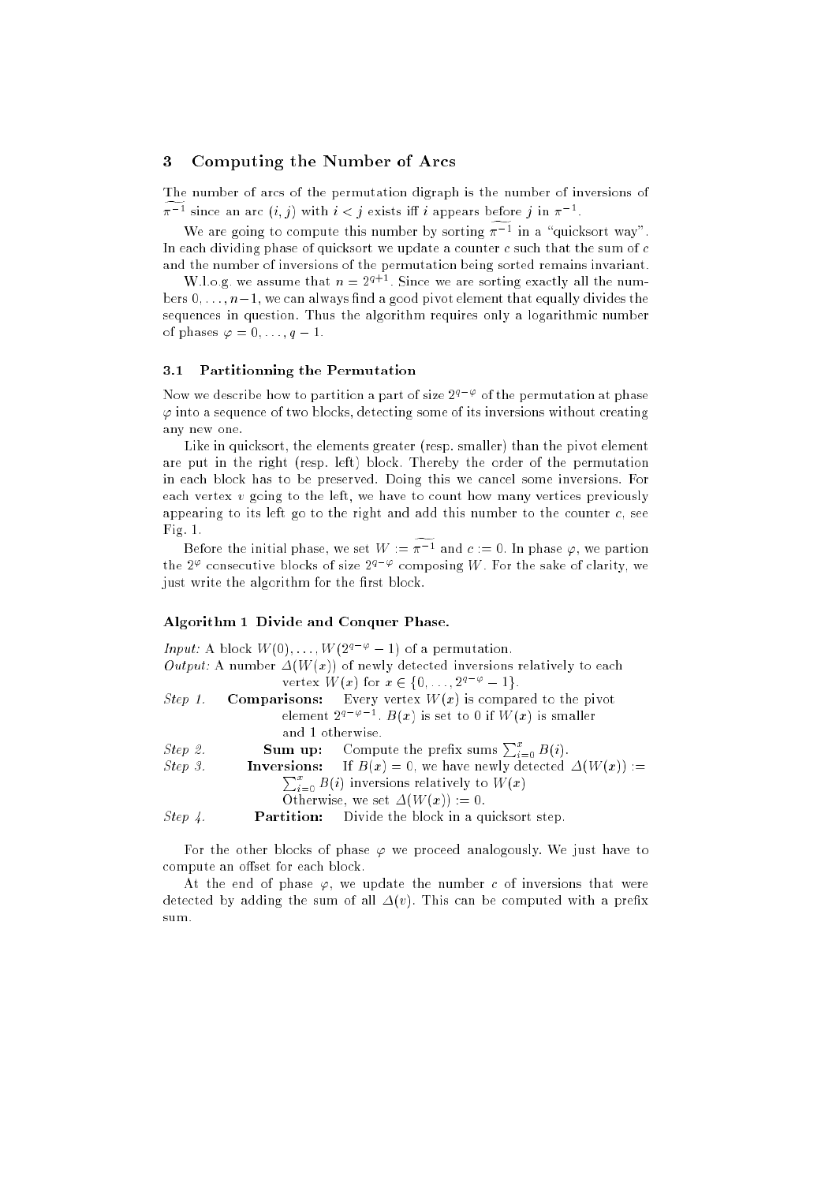## 3 Computing the Number of Arcs

The number of arcs of the permutation digraph is the number of inversions of $\widetilde{\pi^{-1}}$ since an arc $(i, j)$ with $i < j$ exists iff $i$ appears before $j$ in $\pi^{-1}$.

We are going to compute this number by sorting $\widetilde{\pi^{-1}}$ in a "quicksort way". In each dividing phase of quicksort we update a counter $c$ such that the sum of $c$ and the number of inversions of the permutation being sorted remains invariant.

W.l.o.g. we assume that $n = 2^{q+1}$. Since we are sorting exactly all the numbers $0, \ldots, n-1$, we can always find a good pivot element that equally divides the sequences in question. Thus the algorithm requires only a logarithmic number of phases $\varphi = 0, \ldots, q-1$.

### 3.1 Partitionning the Permutation

Now we describe how to partition a part of size $2^{q-\varphi}$ of the permutation at phase $\varphi$ into a sequence of two blocks, detecting some of its inversions without creating any new one.

Like in quicksort, the elements greater (resp. smaller) than the pivot element are put in the right (resp. left) block. Thereby the order of the permutation in each block has to be preserved. Doing this we cancel some inversions. For each vertex $v$ going to the left, we have to count how many vertices previously appearing to its left go to the right and add this number to the counter $c$, see Fig. 1.

Before the initial phase, we set $W := \widetilde{\pi^{-1}}$ and $c := 0$. In phase $\varphi$, we partion the $2^{\varphi}$ consecutive blocks of size $2^{q-\varphi}$ composing $W$. For the sake of clarity, we just write the algorithm for the first block.

**Algorithm 1 Divide and Conquer Phase.**

*Input:* A block $W(0), \ldots, W(2^{q-\varphi}-1)$ of a permutation.

*Output:* A number $\Delta(W(x))$ of newly detected inversions relatively to each vertex $W(x)$ for $x \in \{0, \ldots, 2^{q-\varphi}-1\}$.

*Step 1.* **Comparisons:** Every vertex $W(x)$ is compared to the pivot element $2^{q-\varphi-1}$. $B(x)$ is set to 0 if $W(x)$ is smaller and 1 otherwise.

*Step 2.* **Sum up:** Compute the prefix sums $\sum_{i=0}^{x} B(i)$.

*Step 3.* **Inversions:** If $B(x) = 0$, we have newly detected $\Delta(W(x)) := \sum_{i=0}^{x} B(i)$ inversions relatively to $W(x)$. Otherwise, we set $\Delta(W(x)) := 0$.

*Step 4.* **Partition:** Divide the block in a quicksort step.

For the other blocks of phase $\varphi$ we proceed analogously. We just have to compute an offset for each block.

At the end of phase $\varphi$, we update the number $c$ of inversions that were detected by adding the sum of all $\Delta(v)$. This can be computed with a prefix sum.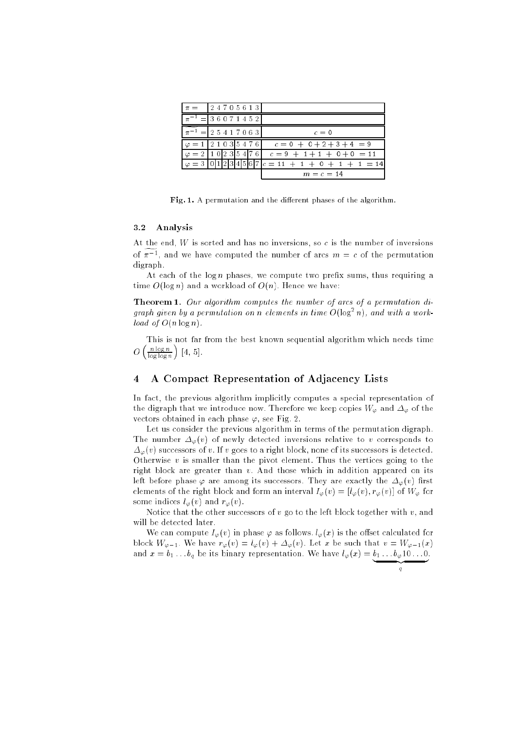| $\pi =$ | 2 4 7 0 5 6 1 3 | |
|---|---|---|
| $\pi^{-1} =$ | 3 6 0 7 1 4 5 2 | |
| $\widetilde{\pi^{-1}} =$ | 2 5 4 1 7 0 6 3 | $c = 0$ |
| $\varphi = 1$ | 2 1 0 3 \| 5 4 7 6 | $c = 0 + 0 + 2 + 3 + 4 = 9$ |
| $\varphi = 2$ | 1 0 \| 2 3 \| 5 4 \| 7 6 | $c = 9 + 1 + 1 + 0 + 0 = 11$ |
| $\varphi = 3$ | 0 \| 1 \| 2 \| 3 \| 4 \| 5 \| 6 \| 7 | $c = 11 + 1 + 0 + 1 + 1 = 14$ |
| | | $m = c = 14$ |

**Fig. 1.** A permutation and the different phases of the algorithm.

### 3.2 Analysis

At the end, $W$ is sorted and has no inversions, so $c$ is the number of inversions of $\widetilde{\pi^{-1}}$, and we have computed the number of arcs $m = c$ of the permutation digraph.

At each of the $\log n$ phases, we compute two prefix sums, thus requiring a time $O(\log n)$ and a workload of $O(n)$. Hence we have:

**Theorem 1.** *Our algorithm computes the number of arcs of a permutation digraph given by a permutation on $n$ elements in time $O(\log^2 n)$, and with a workload of $O(n \log n)$.*

This is not far from the best known sequential algorithm which needs time $O\left(\frac{n \log n}{\log \log n}\right)$ [4, 5].

## 4 A Compact Representation of Adjacency Lists

In fact, the previous algorithm implicitly computes a special representation of the digraph that we introduce now. Therefore we keep copies $W_\varphi$ and $\Delta_\varphi$ of the vectors obtained in each phase $\varphi$, see Fig. 2.

Let us consider the previous algorithm in terms of the permutation digraph. The number $\Delta_\varphi(v)$ of newly detected inversions relative to $v$ corresponds to $\Delta_\varphi(v)$ successors of $v$. If $v$ goes to a right block, none of its successors is detected. Otherwise $v$ is smaller than the pivot element. Thus the vertices going to the right block are greater than $v$. And those which in addition appeared on its left before phase $\varphi$ are among its successors. They are exactly the $\Delta_\varphi(v)$ first elements of the right block and form an interval $I_\varphi(v) = [l_\varphi(v), r_\varphi(v)]$ of $W_\varphi$ for some indices $l_\varphi(v)$ and $r_\varphi(v)$.

Notice that the other successors of $v$ go to the left block together with $v$, and will be detected later.

We can compute $I_\varphi(v)$ in phase $\varphi$ as follows. $l_\varphi(x)$ is the offset calculated for block $W_{\varphi-1}$. We have $r_\varphi(v) = l_\varphi(v) + \Delta_\varphi(v)$. Let $x$ be such that $v = W_{\varphi-1}(x)$ and $x = b_1 \dots b_q$ be its binary representation. We have $l_\varphi(x) = \underbrace{b_1 \dots b_\varphi 10 \dots 0}_{q}$.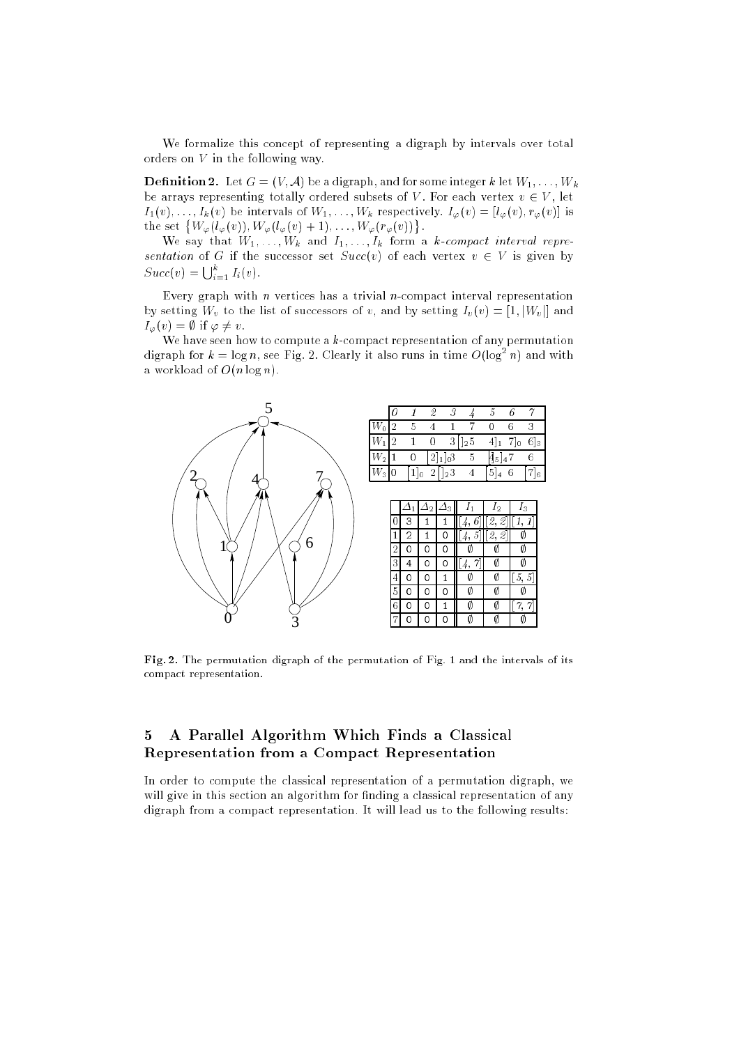We formalize this concept of representing a digraph by intervals over total orders on $V$ in the following way.

**Definition 2.** Let $G = (V, \mathcal{A})$ be a digraph, and for some integer $k$ let $W_1, \ldots, W_k$ be arrays representing totally ordered subsets of $V$. For each vertex $v \in V$, let $I_1(v), \ldots, I_k(v)$ be intervals of $W_1, \ldots, W_k$ respectively. $I_\varphi(v) = [l_\varphi(v), r_\varphi(v)]$ is the set $\{W_\varphi(l_\varphi(v)), W_\varphi(l_\varphi(v)+1), \ldots, W_\varphi(r_\varphi(v))\}$.

We say that $W_1, \ldots, W_k$ and $I_1, \ldots, I_k$ form a *k-compact interval representation* of $G$ if the successor set $Succ(v)$ of each vertex $v \in V$ is given by $Succ(v) = \bigcup_{i=1}^{k} I_i(v)$.

Every graph with $n$ vertices has a trivial $n$-compact interval representation by setting $W_v$ to the list of successors of $v$, and by setting $I_v(v) = [1, |W_v|]$ and $I_\varphi(v) = \emptyset$ if $\varphi \neq v$.

We have seen how to compute a $k$-compact representation of any permutation digraph for $k = \log n$, see Fig. 2. Clearly it also runs in time $O(\log^2 n)$ and with a workload of $O(n \log n)$.

|  | 0 | 1 | 2 | 3 | 4 | 5 | 6 | 7 |
|---|---|---|---|---|---|---|---|---|
| $W_0$ | 2 | 5 | 4 | 1 | 7 | 0 | 6 | 3 |
| $W_1$ | 2 | 1 | 0 | 3 $[\,]_2$ | 5 | 4$]_1$ | 7$]_0$ | 6$]_3$ |
| $W_2$ | 1 | 0 | 2$]_1]_0$ | 3 | 5 | $[_5]_4$ | 7 | 6 |
| $W_3$ | 0 | 1$]_0$ | 2 $[\,]_2$ | 3 | 4 | 5$]_4$ | 6 | 7$]_6$ |

|  | $\Delta_1$ | $\Delta_2$ | $\Delta_3$ | $I_1$ | $I_2$ | $I_3$ |
|---|---|---|---|---|---|---|
| 0 | 3 | 1 | 1 | $[4, 6]$ | $[2, 2]$ | $[1, 1]$ |
| 1 | 2 | 1 | 0 | $[4, 5]$ | $[2, 2]$ | $\emptyset$ |
| 2 | 0 | 0 | 0 | $\emptyset$ | $\emptyset$ | $\emptyset$ |
| 3 | 4 | 0 | 0 | $[4, 7]$ | $\emptyset$ | $\emptyset$ |
| 4 | 0 | 0 | 1 | $\emptyset$ | $\emptyset$ | $[5, 5]$ |
| 5 | 0 | 0 | 0 | $\emptyset$ | $\emptyset$ | $\emptyset$ |
| 6 | 0 | 0 | 1 | $\emptyset$ | $\emptyset$ | $[7, 7]$ |
| 7 | 0 | 0 | 0 | $\emptyset$ | $\emptyset$ | $\emptyset$ |

**Fig. 2.** The permutation digraph of the permutation of Fig. 1 and the intervals of its compact representation.

## 5 A Parallel Algorithm Which Finds a Classical Representation from a Compact Representation

In order to compute the classical representation of a permutation digraph, we will give in this section an algorithm for finding a classical representation of any digraph from a compact representation. It will lead us to the following results: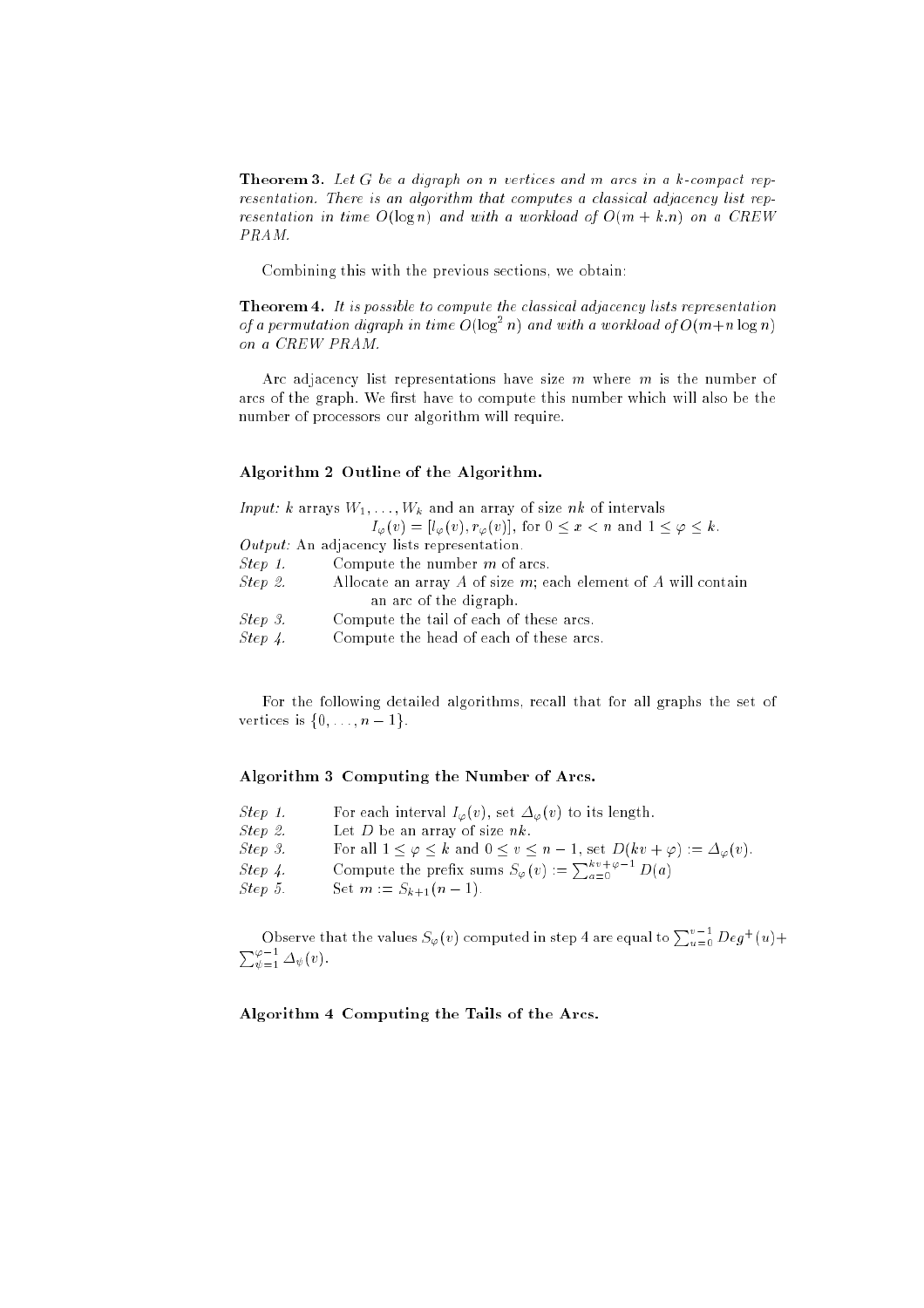**Theorem 3.** *Let $G$ be a digraph on $n$ vertices and $m$ arcs in a $k$-compact representation. There is an algorithm that computes a classical adjacency list representation in time $O(\log n)$ and with a workload of $O(m + k.n)$ on a CREW PRAM.*

Combining this with the previous sections, we obtain:

**Theorem 4.** *It is possible to compute the classical adjacency lists representation of a permutation digraph in time $O(\log^2 n)$ and with a workload of $O(m+n \log n)$ on a CREW PRAM.*

Arc adjacency list representations have size $m$ where $m$ is the number of arcs of the graph. We first have to compute this number which will also be the number of processors our algorithm will require.

**Algorithm 2 Outline of the Algorithm.**

*Input:* $k$ arrays $W_1, \ldots, W_k$ and an array of size $nk$ of intervals
$I_\varphi(v) = [l_\varphi(v), r_\varphi(v)]$, for $0 \le x < n$ and $1 \le \varphi \le k$.
*Output:* An adjacency lists representation.
*Step 1.* Compute the number $m$ of arcs.
*Step 2.* Allocate an array $A$ of size $m$; each element of $A$ will contain an arc of the digraph.
*Step 3.* Compute the tail of each of these arcs.
*Step 4.* Compute the head of each of these arcs.

For the following detailed algorithms, recall that for all graphs the set of vertices is $\{0, \ldots, n-1\}$.

**Algorithm 3 Computing the Number of Arcs.**

*Step 1.* For each interval $I_\varphi(v)$, set $\Delta_\varphi(v)$ to its length.
*Step 2.* Let $D$ be an array of size $nk$.
*Step 3.* For all $1 \le \varphi \le k$ and $0 \le v \le n-1$, set $D(kv + \varphi) := \Delta_\varphi(v)$.
*Step 4.* Compute the prefix sums $S_\varphi(v) := \sum_{a=0}^{kv+\varphi-1} D(a)$
*Step 5.* Set $m := S_{k+1}(n-1)$.

Observe that the values $S_\varphi(v)$ computed in step 4 are equal to $\sum_{u=0}^{v-1} Deg^+(u) + \sum_{\psi=1}^{\varphi-1} \Delta_\psi(v)$.

**Algorithm 4 Computing the Tails of the Arcs.**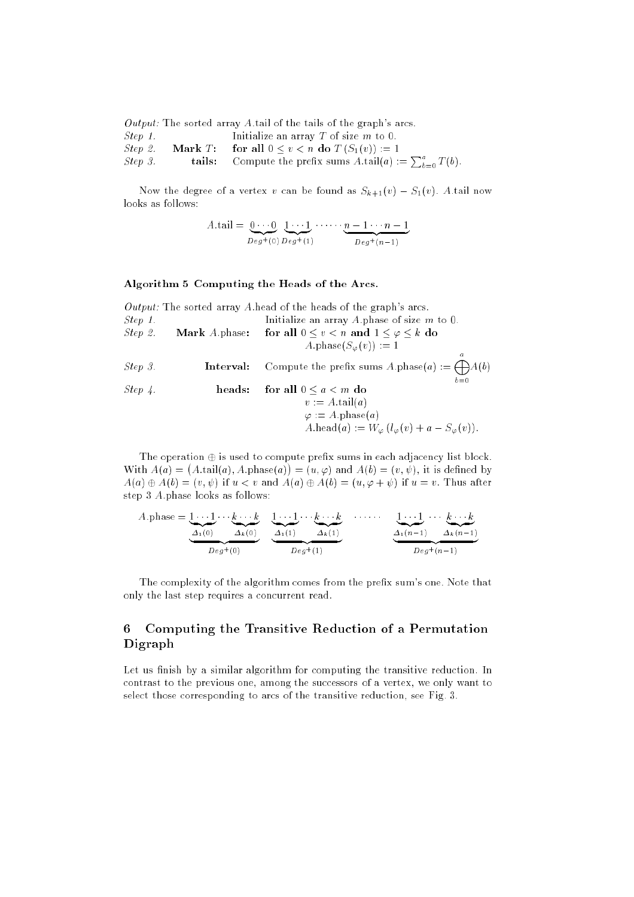*Output:* The sorted array $A$.tail of the tails of the graph's arcs.

*Step 1.* Initialize an array $T$ of size $m$ to 0.

*Step 2.* **Mark** $T$**:** **for all** $0 \leq v < n$ **do** $T(S_1(v)) := 1$

*Step 3.* **tails:** Compute the prefix sums $A.\text{tail}(a) := \sum_{b=0}^{a} T(b)$.

Now the degree of a vertex $v$ can be found as $S_{k+1}(v) - S_1(v)$. $A$.tail now looks as follows:

$$A.\text{tail} = \underbrace{0 \cdots 0}_{Deg^{+}(0)} \underbrace{1 \cdots 1}_{Deg^{+}(1)} \cdots\cdots \underbrace{n-1 \cdots n-1}_{Deg^{+}(n-1)}$$

**Algorithm 5 Computing the Heads of the Arcs.**

*Output:* The sorted array $A$.head of the heads of the graph's arcs.

*Step 1.* Initialize an array $A$.phase of size $m$ to 0.

*Step 2.* **Mark** $A$.phase**:** **for all** $0 \leq v < n$ **and** $1 \leq \varphi \leq k$ **do**
$A.\text{phase}(S_\varphi(v)) := 1$

*Step 3.* **Interval:** Compute the prefix sums $A.\text{phase}(a) := \bigoplus_{b=0}^{a} A(b)$

*Step 4.* **heads:** **for all** $0 \leq a < m$ **do**
$v := A.\text{tail}(a)$
$\varphi := A.\text{phase}(a)$
$A.\text{head}(a) := W_\varphi\left(l_\varphi(v) + a - S_\varphi(v)\right)$.

The operation $\oplus$ is used to compute prefix sums in each adjacency list block. With $A(a) = \left(A.\text{tail}(a), A.\text{phase}(a)\right) = (u, \varphi)$ and $A(b) = (v, \psi)$, it is defined by $A(a) \oplus A(b) = (v, \psi)$ if $u < v$ and $A(a) \oplus A(b) = (u, \varphi + \psi)$ if $u = v$. Thus after step 3 $A$.phase looks as follows:

$$A.\text{phase} = \underbrace{\underbrace{1 \cdots 1}_{\Delta_1(0)} \cdots \underbrace{k \cdots k}_{\Delta_k(0)}}_{Deg^{+}(0)} \quad \underbrace{\underbrace{1 \cdots 1}_{\Delta_1(1)} \cdots \underbrace{k \cdots k}_{\Delta_k(1)}}_{Deg^{+}(1)} \quad \cdots\cdots \quad \underbrace{\underbrace{1 \cdots 1}_{\Delta_1(n-1)} \cdots \underbrace{k \cdots k}_{\Delta_k(n-1)}}_{Deg^{+}(n-1)}$$

The complexity of the algorithm comes from the prefix sum's one. Note that only the last step requires a concurrent read.

## 6 Computing the Transitive Reduction of a Permutation Digraph

Let us finish by a similar algorithm for computing the transitive reduction. In contrast to the previous one, among the successors of a vertex, we only want to select those corresponding to arcs of the transitive reduction, see Fig. 3.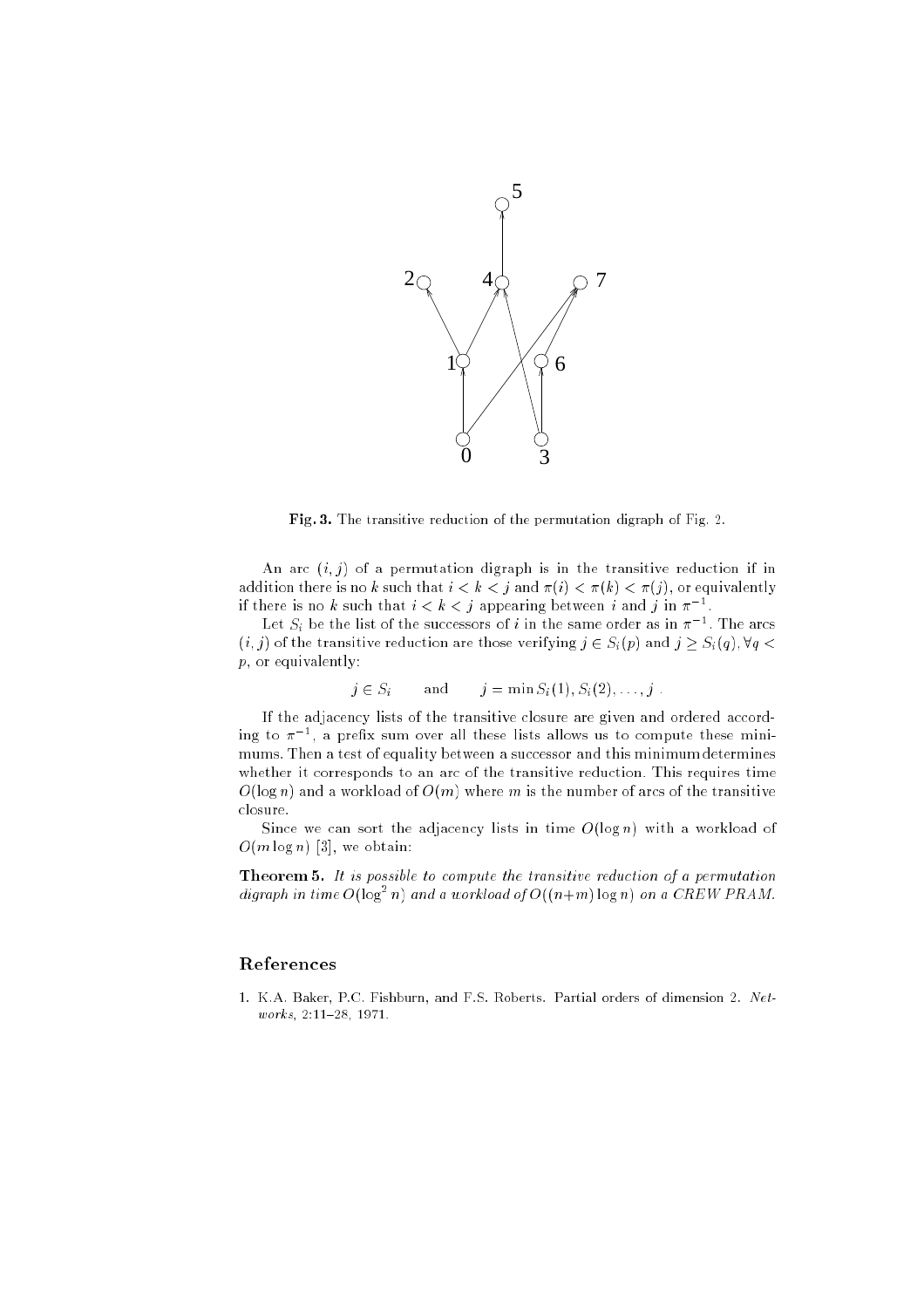Fig. 3. The transitive reduction of the permutation digraph of Fig. 2.

An arc $(i, j)$ of a permutation digraph is in the transitive reduction if in addition there is no $k$ such that $i < k < j$ and $\pi(i) < \pi(k) < \pi(j)$, or equivalently if there is no $k$ such that $i < k < j$ appearing between $i$ and $j$ in $\pi^{-1}$.

Let $S_i$ be the list of the successors of $i$ in the same order as in $\pi^{-1}$. The arcs $(i, j)$ of the transitive reduction are those verifying $j \in S_i(p)$ and $j \geq S_i(q), \forall q < p$, or equivalently:

$$j \in S_i \qquad \text{and} \qquad j = \min S_i(1), S_i(2), \ldots, j \ .$$

If the adjacency lists of the transitive closure are given and ordered according to $\pi^{-1}$, a prefix sum over all these lists allows us to compute these minimums. Then a test of equality between a successor and this minimum determines whether it corresponds to an arc of the transitive reduction. This requires time $O(\log n)$ and a workload of $O(m)$ where $m$ is the number of arcs of the transitive closure.

Since we can sort the adjacency lists in time $O(\log n)$ with a workload of $O(m \log n)$ [3], we obtain:

**Theorem 5.** *It is possible to compute the transitive reduction of a permutation digraph in time $O(\log^2 n)$ and a workload of $O((n+m) \log n)$ on a CREW PRAM.*

## References

1. K.A. Baker, P.C. Fishburn, and F.S. Roberts. Partial orders of dimension 2. *Networks*, 2:11–28, 1971.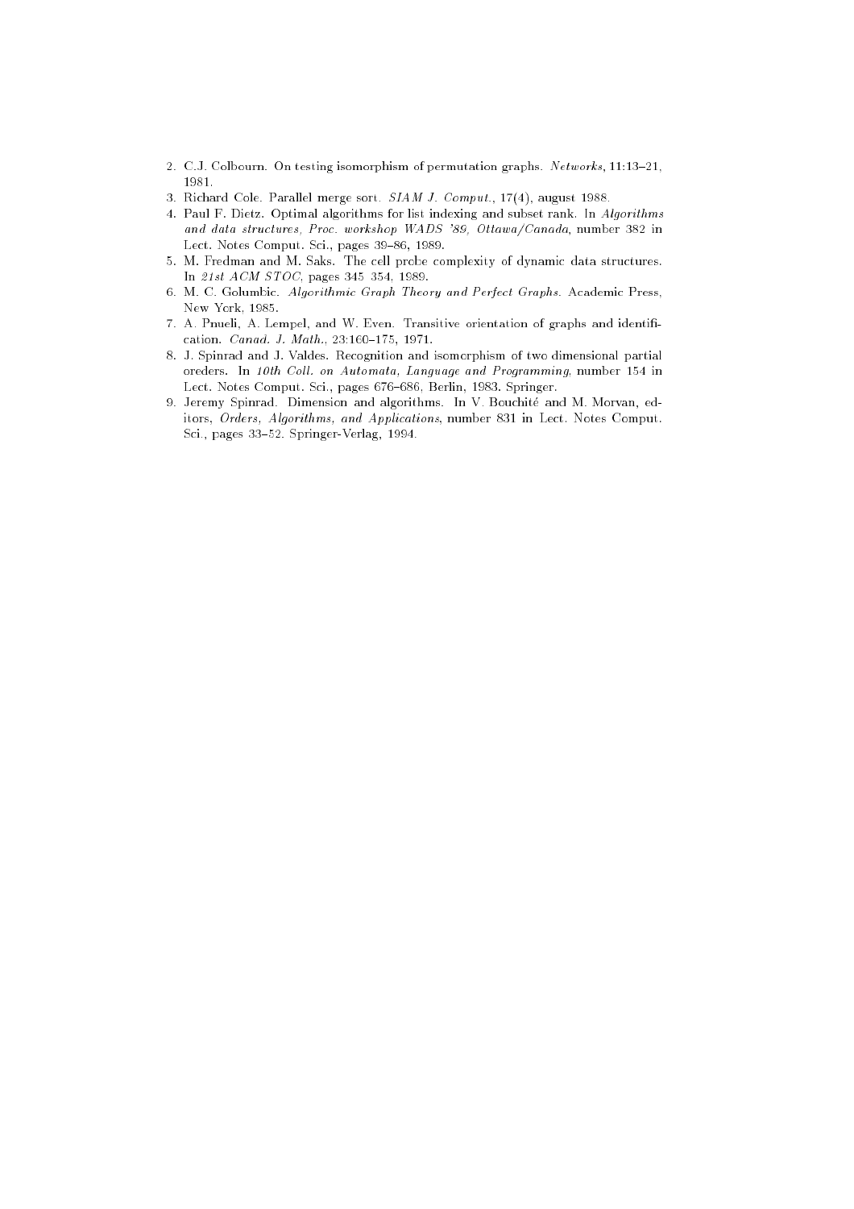2. C.J. Colbourn. On testing isomorphism of permutation graphs. *Networks*, 11:13–21, 1981.
3. Richard Cole. Parallel merge sort. *SIAM J. Comput.*, 17(4), august 1988.
4. Paul F. Dietz. Optimal algorithms for list indexing and subset rank. In *Algorithms and data structures, Proc. workshop WADS '89, Ottawa/Canada*, number 382 in Lect. Notes Comput. Sci., pages 39–86, 1989.
5. M. Fredman and M. Saks. The cell probe complexity of dynamic data structures. In *21st ACM STOC*, pages 345 354, 1989.
6. M. C. Golumbic. *Algorithmic Graph Theory and Perfect Graphs*. Academic Press, New York, 1985.
7. A. Pnueli, A. Lempel, and W. Even. Transitive orientation of graphs and identification. *Canad. J. Math.*, 23:160–175, 1971.
8. J. Spinrad and J. Valdes. Recognition and isomorphism of two dimensional partial oreders. In *10th Coll. on Automata, Language and Programming*, number 154 in Lect. Notes Comput. Sci., pages 676–686, Berlin, 1983. Springer.
9. Jeremy Spinrad. Dimension and algorithms. In V. Bouchitté and M. Morvan, editors, *Orders, Algorithms, and Applications*, number 831 in Lect. Notes Comput. Sci., pages 33–52. Springer-Verlag, 1994.